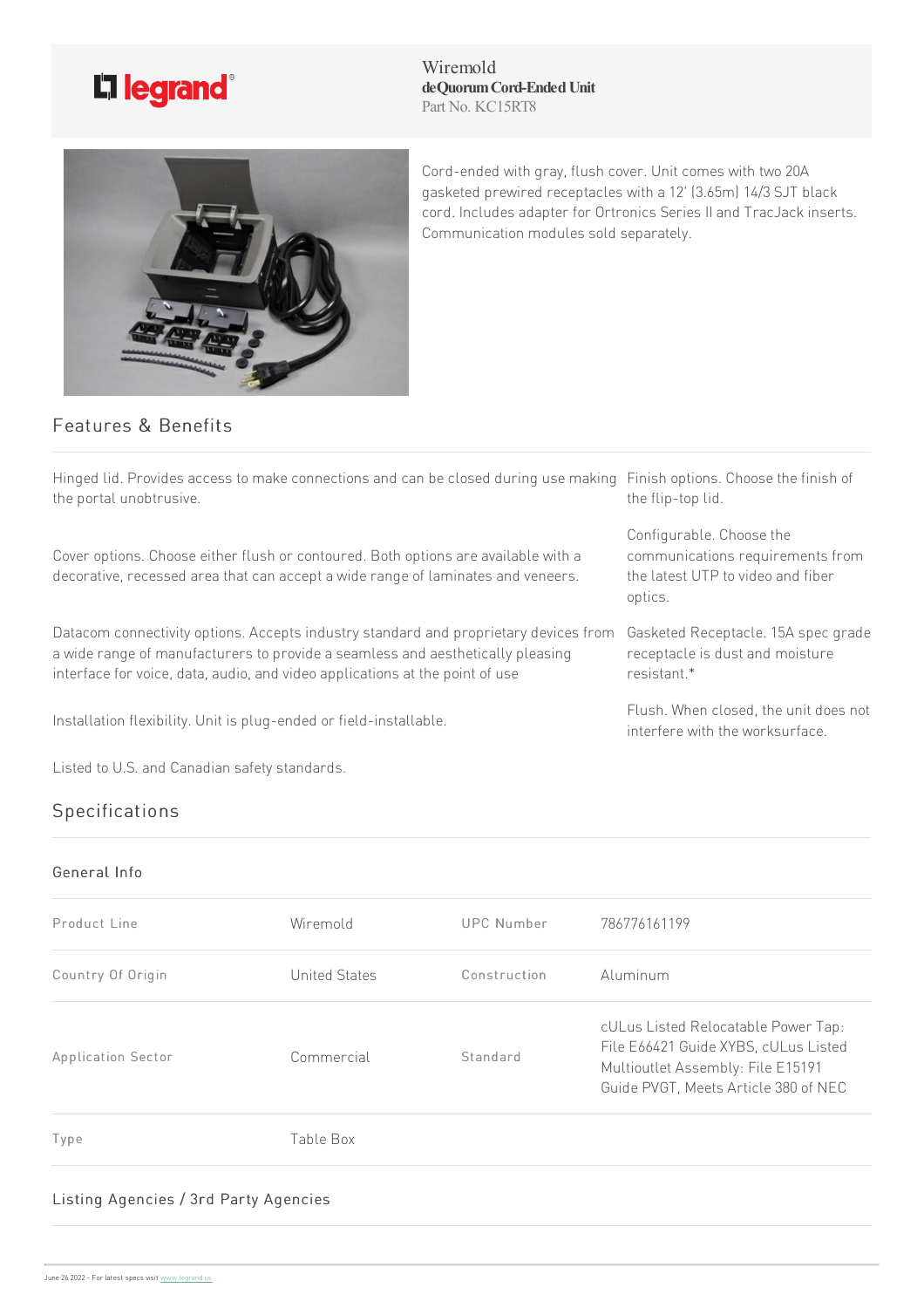Wiremold
**deQuorum Cord-Ended Unit**
Part No. KC15RT8

Cord-ended with gray, flush cover. Unit comes with two 20A gasketed prewired receptacles with a 12' (3.65m) 14/3 SJT black cord. Includes adapter for Ortronics Series II and TracJack inserts. Communication modules sold separately.

## Features & Benefits

Hinged lid. Provides access to make connections and can be closed during use making the portal unobtrusive.

Cover options. Choose either flush or contoured. Both options are available with a decorative, recessed area that can accept a wide range of laminates and veneers.

Datacom connectivity options. Accepts industry standard and proprietary devices from a wide range of manufacturers to provide a seamless and aesthetically pleasing interface for voice, data, audio, and video applications at the point of use

Installation flexibility. Unit is plug-ended or field-installable.

Listed to U.S. and Canadian safety standards.

Finish options. Choose the finish of the flip-top lid.

Configurable. Choose the communications requirements from the latest UTP to video and fiber optics.

Gasketed Receptacle. 15A spec grade receptacle is dust and moisture resistant.*

Flush. When closed, the unit does not interfere with the worksurface.

## Specifications

### General Info

| | | | |
|---|---|---|---|
| Product Line | Wiremold | UPC Number | 786776161199 |
| Country Of Origin | United States | Construction | Aluminum |
| Application Sector | Commercial | Standard | cULus Listed Relocatable Power Tap: File E66421 Guide XYBS, cULus Listed Multioutlet Assembly: File E15191 Guide PVGT, Meets Article 380 of NEC |
| Type | Table Box | | |

### Listing Agencies / 3rd Party Agencies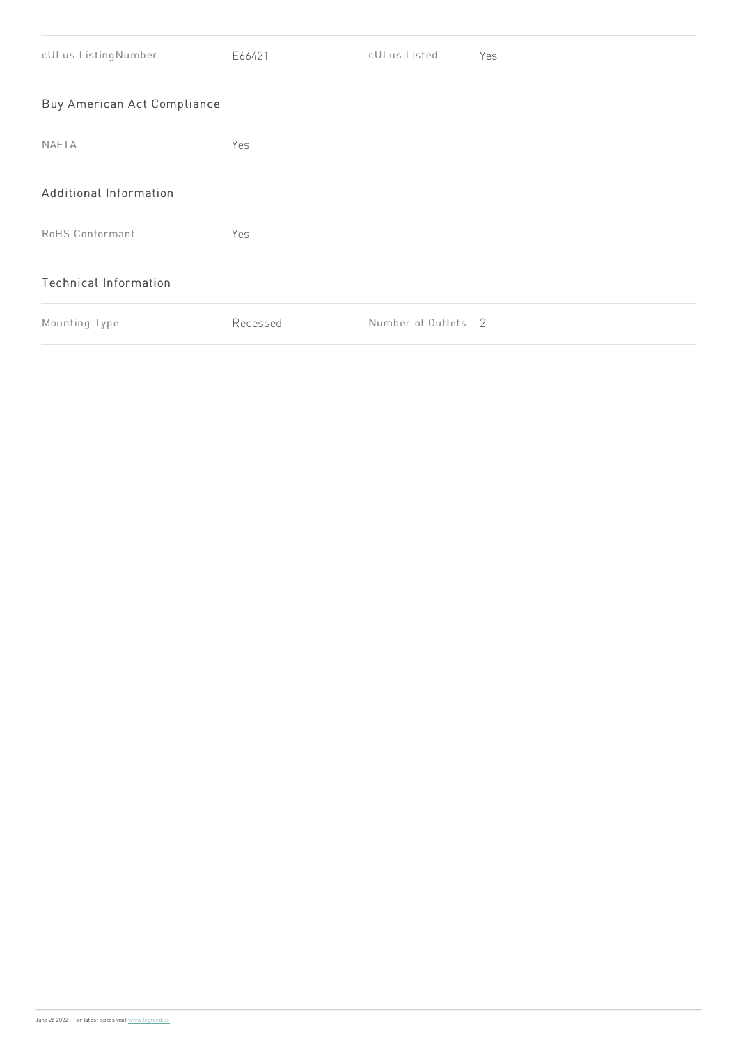| | | | |
|---|---|---|---|
| cULus ListingNumber | E66421 | cULus Listed | Yes |

## Buy American Act Compliance

| | |
|---|---|
| NAFTA | Yes |

## Additional Information

| | |
|---|---|
| RoHS Conformant | Yes |

## Technical Information

| | | | |
|---|---|---|---|
| Mounting Type | Recessed | Number of Outlets | 2 |

June 26 2022 - For latest specs visit www.legrand.us